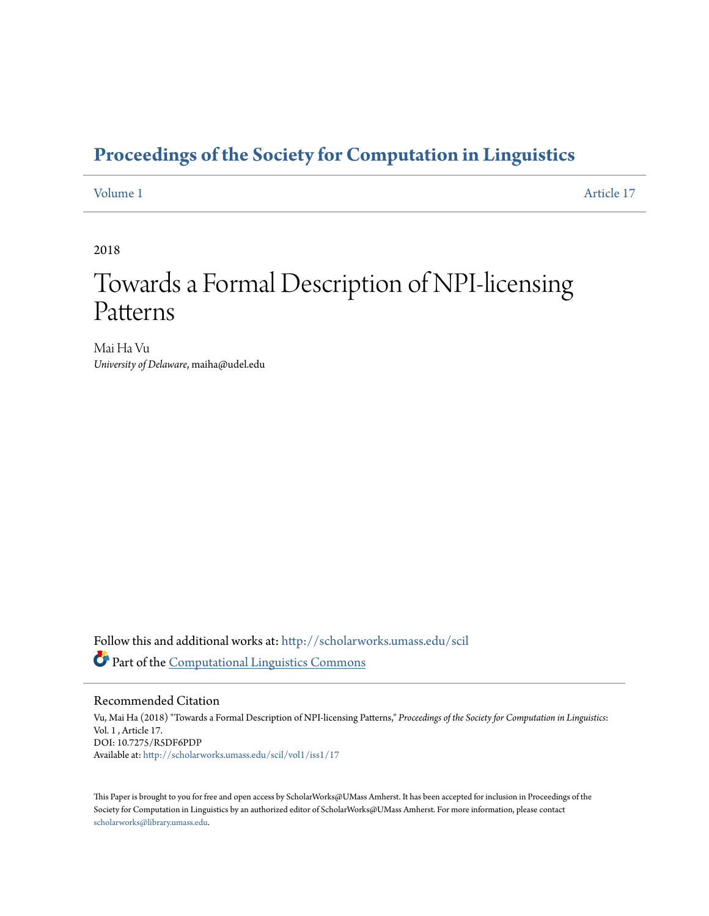# Proceedings of the Society for Computation in Linguistics

Volume 1 | Article 17

2018

# Towards a Formal Description of NPI-licensing Patterns

Mai Ha Vu
*University of Delaware*, maiha@udel.edu

Follow this and additional works at: http://scholarworks.umass.edu/scil

Part of the Computational Linguistics Commons

## Recommended Citation

Vu, Mai Ha (2018) "Towards a Formal Description of NPI-licensing Patterns," *Proceedings of the Society for Computation in Linguistics*: Vol. 1 , Article 17.
DOI: 10.7275/R5DF6PDP
Available at: http://scholarworks.umass.edu/scil/vol1/iss1/17

This Paper is brought to you for free and open access by ScholarWorks@UMass Amherst. It has been accepted for inclusion in Proceedings of the Society for Computation in Linguistics by an authorized editor of ScholarWorks@UMass Amherst. For more information, please contact scholarworks@library.umass.edu.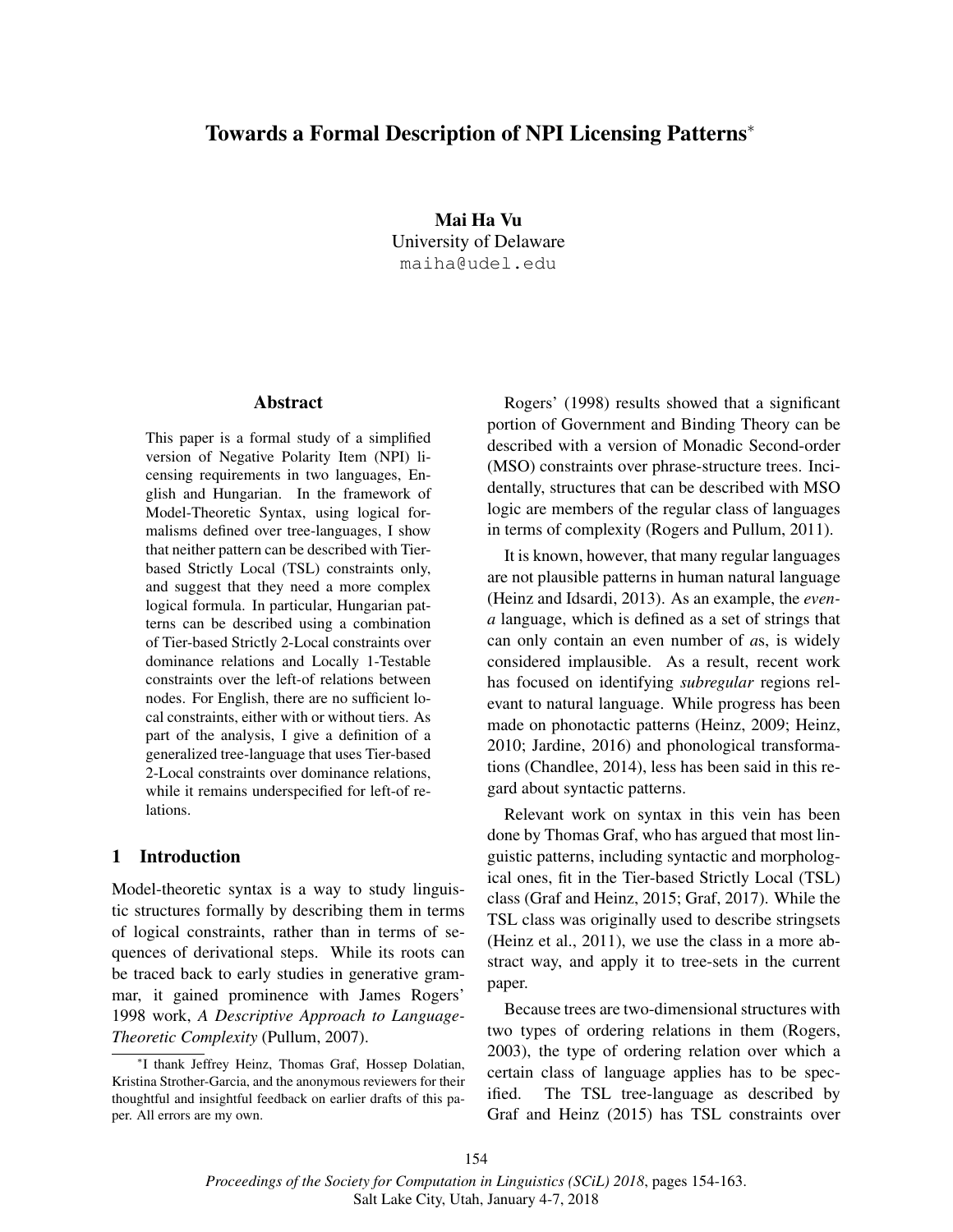# Towards a Formal Description of NPI Licensing Patterns*

**Mai Ha Vu**
University of Delaware
maiha@udel.edu

## Abstract

This paper is a formal study of a simplified version of Negative Polarity Item (NPI) licensing requirements in two languages, English and Hungarian. In the framework of Model-Theoretic Syntax, using logical formalisms defined over tree-languages, I show that neither pattern can be described with Tier-based Strictly Local (TSL) constraints only, and suggest that they need a more complex logical formula. In particular, Hungarian patterns can be described using a combination of Tier-based Strictly 2-Local constraints over dominance relations and Locally 1-Testable constraints over the left-of relations between nodes. For English, there are no sufficient local constraints, either with or without tiers. As part of the analysis, I give a definition of a generalized tree-language that uses Tier-based 2-Local constraints over dominance relations, while it remains underspecified for left-of relations.

## 1 Introduction

Model-theoretic syntax is a way to study linguistic structures formally by describing them in terms of logical constraints, rather than in terms of sequences of derivational steps. While its roots can be traced back to early studies in generative grammar, it gained prominence with James Rogers' 1998 work, *A Descriptive Approach to Language-Theoretic Complexity* (Pullum, 2007).

Rogers' (1998) results showed that a significant portion of Government and Binding Theory can be described with a version of Monadic Second-order (MSO) constraints over phrase-structure trees. Incidentally, structures that can be described with MSO logic are members of the regular class of languages in terms of complexity (Rogers and Pullum, 2011).

It is known, however, that many regular languages are not plausible patterns in human natural language (Heinz and Idsardi, 2013). As an example, the *even-a* language, which is defined as a set of strings that can only contain an even number of *a*s, is widely considered implausible. As a result, recent work has focused on identifying *subregular* regions relevant to natural language. While progress has been made on phonotactic patterns (Heinz, 2009; Heinz, 2010; Jardine, 2016) and phonological transformations (Chandlee, 2014), less has been said in this regard about syntactic patterns.

Relevant work on syntax in this vein has been done by Thomas Graf, who has argued that most linguistic patterns, including syntactic and morphological ones, fit in the Tier-based Strictly Local (TSL) class (Graf and Heinz, 2015; Graf, 2017). While the TSL class was originally used to describe stringsets (Heinz et al., 2011), we use the class in a more abstract way, and apply it to tree-sets in the current paper.

Because trees are two-dimensional structures with two types of ordering relations in them (Rogers, 2003), the type of ordering relation over which a certain class of language applies has to be specified. The TSL tree-language as described by Graf and Heinz (2015) has TSL constraints over

*I thank Jeffrey Heinz, Thomas Graf, Hossep Dolatian, Kristina Strother-Garcia, and the anonymous reviewers for their thoughtful and insightful feedback on earlier drafts of this paper. All errors are my own.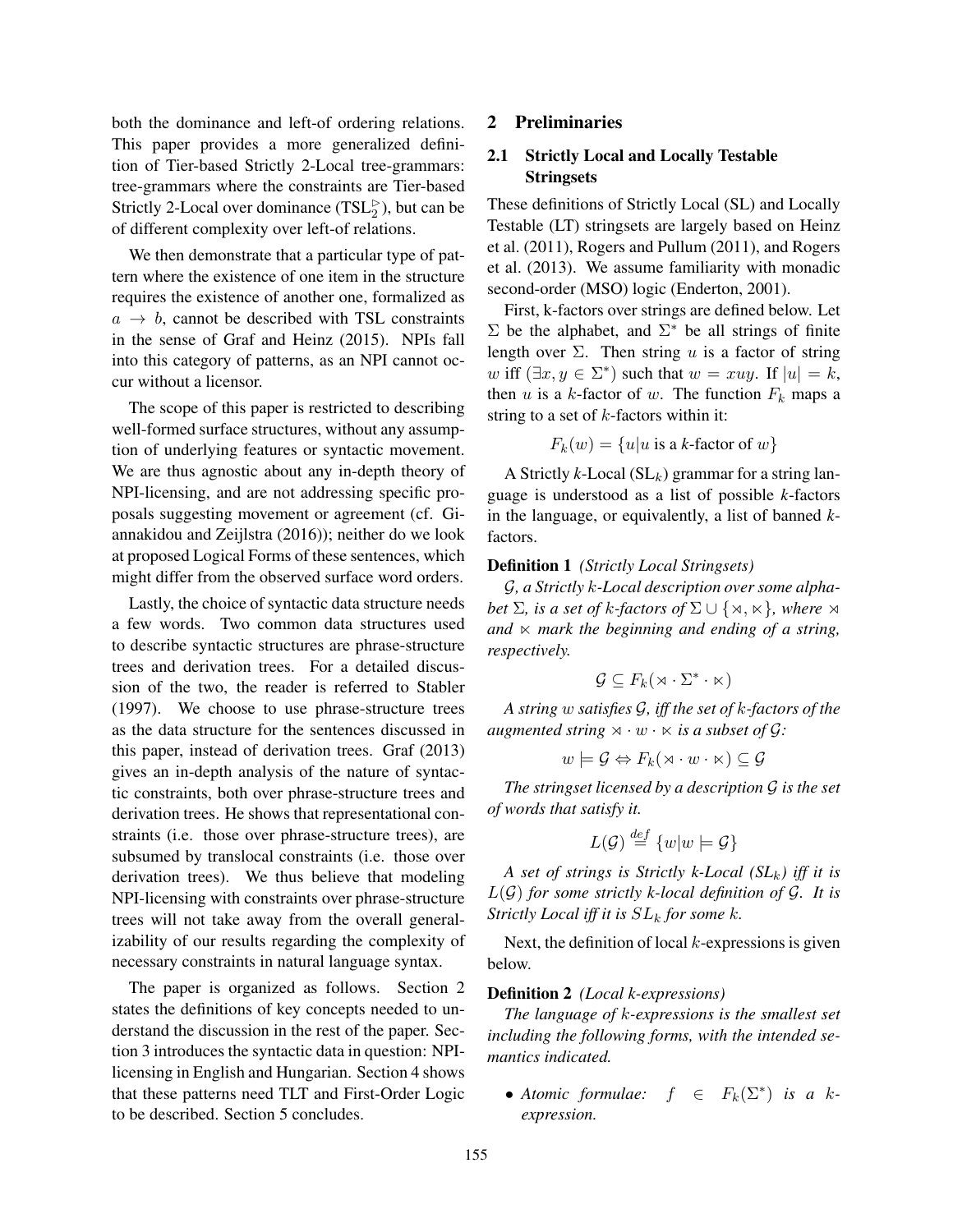both the dominance and left-of ordering relations. This paper provides a more generalized definition of Tier-based Strictly 2-Local tree-grammars: tree-grammars where the constraints are Tier-based Strictly 2-Local over dominance ($\text{TSL}_2^{\triangleright}$), but can be of different complexity over left-of relations.

We then demonstrate that a particular type of pattern where the existence of one item in the structure requires the existence of another one, formalized as $a \rightarrow b$, cannot be described with TSL constraints in the sense of Graf and Heinz (2015). NPIs fall into this category of patterns, as an NPI cannot occur without a licensor.

The scope of this paper is restricted to describing well-formed surface structures, without any assumption of underlying features or syntactic movement. We are thus agnostic about any in-depth theory of NPI-licensing, and are not addressing specific proposals suggesting movement or agreement (cf. Giannakidou and Zeijlstra (2016)); neither do we look at proposed Logical Forms of these sentences, which might differ from the observed surface word orders.

Lastly, the choice of syntactic data structure needs a few words. Two common data structures used to describe syntactic structures are phrase-structure trees and derivation trees. For a detailed discussion of the two, the reader is referred to Stabler (1997). We choose to use phrase-structure trees as the data structure for the sentences discussed in this paper, instead of derivation trees. Graf (2013) gives an in-depth analysis of the nature of syntactic constraints, both over phrase-structure trees and derivation trees. He shows that representational constraints (i.e. those over phrase-structure trees), are subsumed by translocal constraints (i.e. those over derivation trees). We thus believe that modeling NPI-licensing with constraints over phrase-structure trees will not take away from the overall generalizability of our results regarding the complexity of necessary constraints in natural language syntax.

The paper is organized as follows. Section 2 states the definitions of key concepts needed to understand the discussion in the rest of the paper. Section 3 introduces the syntactic data in question: NPI-licensing in English and Hungarian. Section 4 shows that these patterns need TLT and First-Order Logic to be described. Section 5 concludes.

## 2 Preliminaries

### 2.1 Strictly Local and Locally Testable Stringsets

These definitions of Strictly Local (SL) and Locally Testable (LT) stringsets are largely based on Heinz et al. (2011), Rogers and Pullum (2011), and Rogers et al. (2013). We assume familiarity with monadic second-order (MSO) logic (Enderton, 2001).

First, k-factors over strings are defined below. Let $\Sigma$ be the alphabet, and $\Sigma^*$ be all strings of finite length over $\Sigma$. Then string $u$ is a factor of string $w$ iff $(\exists x, y \in \Sigma^*)$ such that $w = xuy$. If $|u| = k$, then $u$ is a $k$-factor of $w$. The function $F_k$ maps a string to a set of $k$-factors within it:

$$F_k(w) = \{u | u \text{ is a } k\text{-factor of } w\}$$

A Strictly $k$-Local ($\text{SL}_k$) grammar for a string language is understood as a list of possible $k$-factors in the language, or equivalently, a list of banned $k$-factors.

**Definition 1** *(Strictly Local Stringsets)*

*$\mathcal{G}$, a Strictly $k$-Local description over some alphabet $\Sigma$, is a set of $k$-factors of $\Sigma \cup \{\rtimes, \ltimes\}$, where $\rtimes$ and $\ltimes$ mark the beginning and ending of a string, respectively.*

$$\mathcal{G} \subseteq F_k(\rtimes \cdot \Sigma^* \cdot \ltimes)$$

*A string $w$ satisfies $\mathcal{G}$, iff the set of $k$-factors of the augmented string $\rtimes \cdot w \cdot \ltimes$ is a subset of $\mathcal{G}$:*

$$w \models \mathcal{G} \Leftrightarrow F_k(\rtimes \cdot w \cdot \ltimes) \subseteq \mathcal{G}$$

*The stringset licensed by a description $\mathcal{G}$ is the set of words that satisfy it.*

$$L(\mathcal{G}) \stackrel{def}{=} \{w | w \models \mathcal{G}\}$$

*A set of strings is Strictly $k$-Local ($SL_k$) iff it is $L(\mathcal{G})$ for some strictly $k$-local definition of $\mathcal{G}$. It is Strictly Local iff it is $SL_k$ for some $k$.*

Next, the definition of local $k$-expressions is given below.

**Definition 2** *(Local $k$-expressions)*

*The language of $k$-expressions is the smallest set including the following forms, with the intended semantics indicated.*

- *Atomic formulae: $f \in F_k(\Sigma^*)$ is a $k$-expression.*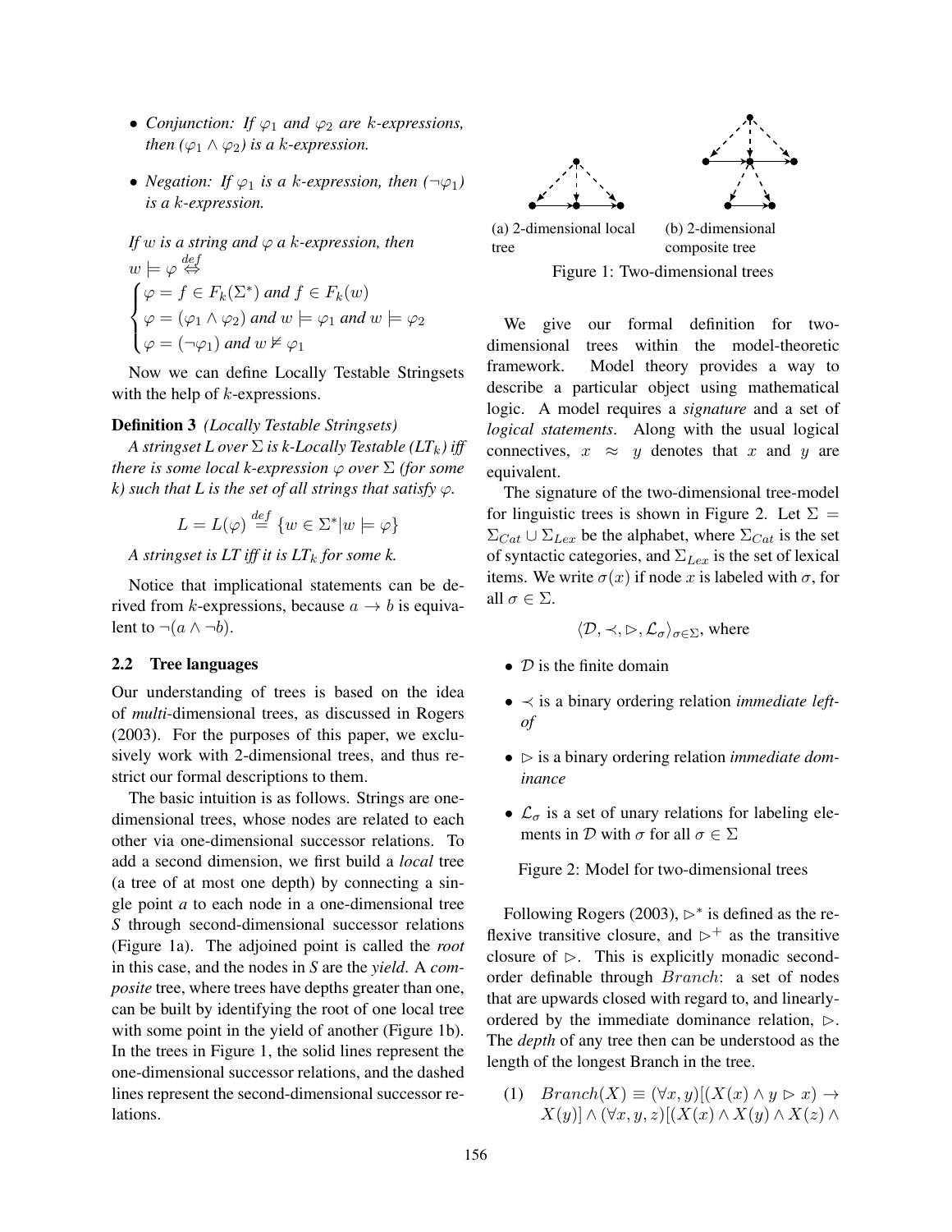- *Conjunction: If $\varphi_1$ and $\varphi_2$ are $k$-expressions, then ($\varphi_1 \wedge \varphi_2$) is a $k$-expression.*
- *Negation: If $\varphi_1$ is a $k$-expression, then ($\neg\varphi_1$) is a $k$-expression.*

*If $w$ is a string and $\varphi$ a $k$-expression, then*

$$w \models \varphi \overset{def}{\Leftrightarrow} \begin{cases} \varphi = f \in F_k(\Sigma^*) \text{ and } f \in F_k(w) \\ \varphi = (\varphi_1 \wedge \varphi_2) \text{ and } w \models \varphi_1 \text{ and } w \models \varphi_2 \\ \varphi = (\neg\varphi_1) \text{ and } w \not\models \varphi_1 \end{cases}$$

Now we can define Locally Testable Stringsets with the help of $k$-expressions.

**Definition 3** *(Locally Testable Stringsets)*

*A stringset L over $\Sigma$ is k-Locally Testable ($LT_k$) iff there is some local k-expression $\varphi$ over $\Sigma$ (for some k) such that L is the set of all strings that satisfy $\varphi$.*

$$L = L(\varphi) \overset{def}{=} \{w \in \Sigma^* | w \models \varphi\}$$

*A stringset is LT iff it is $LT_k$ for some k.*

Notice that implicational statements can be derived from $k$-expressions, because $a \rightarrow b$ is equivalent to $\neg(a \wedge \neg b)$.

## 2.2 Tree languages

Our understanding of trees is based on the idea of *multi*-dimensional trees, as discussed in Rogers (2003). For the purposes of this paper, we exclusively work with 2-dimensional trees, and thus restrict our formal descriptions to them.

The basic intuition is as follows. Strings are one-dimensional trees, whose nodes are related to each other via one-dimensional successor relations. To add a second dimension, we first build a *local* tree (a tree of at most one depth) by connecting a single point *a* to each node in a one-dimensional tree *S* through second-dimensional successor relations (Figure 1a). The adjoined point is called the *root* in this case, and the nodes in *S* are the *yield*. A *composite* tree, where trees have depths greater than one, can be built by identifying the root of one local tree with some point in the yield of another (Figure 1b). In the trees in Figure 1, the solid lines represent the one-dimensional successor relations, and the dashed lines represent the second-dimensional successor relations.

(a) 2-dimensional local tree

(b) 2-dimensional composite tree

Figure 1: Two-dimensional trees

We give our formal definition for two-dimensional trees within the model-theoretic framework. Model theory provides a way to describe a particular object using mathematical logic. A model requires a *signature* and a set of *logical statements*. Along with the usual logical connectives, $x \approx y$ denotes that $x$ and $y$ are equivalent.

The signature of the two-dimensional tree-model for linguistic trees is shown in Figure 2. Let $\Sigma = \Sigma_{Cat} \cup \Sigma_{Lex}$ be the alphabet, where $\Sigma_{Cat}$ is the set of syntactic categories, and $\Sigma_{Lex}$ is the set of lexical items. We write $\sigma(x)$ if node $x$ is labeled with $\sigma$, for all $\sigma \in \Sigma$.

$$\langle \mathcal{D}, \prec, \triangleright, \mathcal{L}_\sigma \rangle_{\sigma \in \Sigma}, \text{ where}$$

- $\mathcal{D}$ is the finite domain
- $\prec$ is a binary ordering relation *immediate left-of*
- $\triangleright$ is a binary ordering relation *immediate dominance*
- $\mathcal{L}_\sigma$ is a set of unary relations for labeling elements in $\mathcal{D}$ with $\sigma$ for all $\sigma \in \Sigma$

Figure 2: Model for two-dimensional trees

Following Rogers (2003), $\triangleright^*$ is defined as the reflexive transitive closure, and $\triangleright^+$ as the transitive closure of $\triangleright$. This is explicitly monadic second-order definable through $Branch$: a set of nodes that are upwards closed with regard to, and linearly-ordered by the immediate dominance relation, $\triangleright$. The *depth* of any tree then can be understood as the length of the longest Branch in the tree.

(1) $Branch(X) \equiv (\forall x, y)[(X(x) \wedge y \triangleright x) \rightarrow X(y)] \wedge (\forall x, y, z)[(X(x) \wedge X(y) \wedge X(z) \wedge$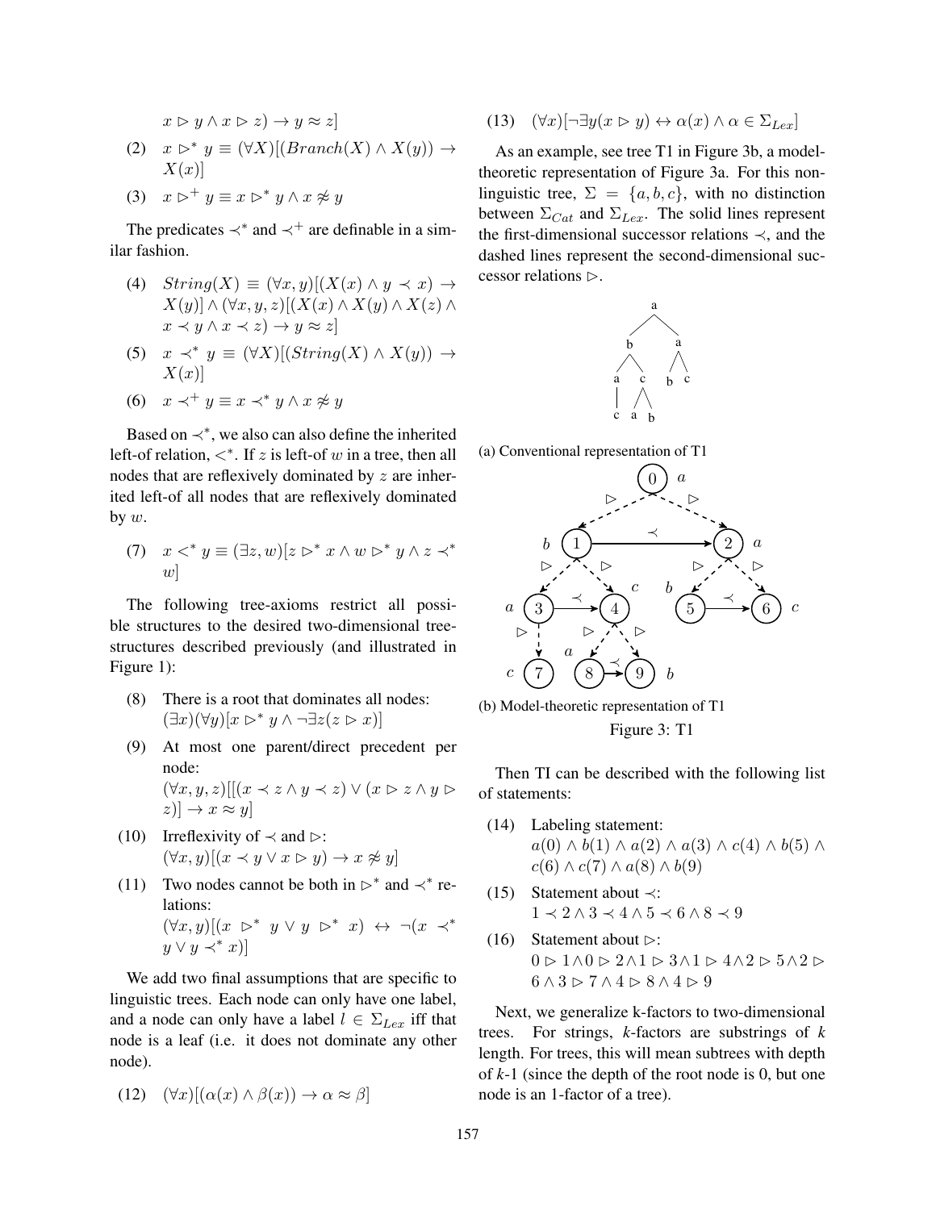$x \triangleright y \wedge x \triangleright z) \rightarrow y \approx z]$

(2) $x \triangleright^* y \equiv (\forall X)[(Branch(X) \wedge X(y)) \rightarrow X(x)]$

(3) $x \triangleright^+ y \equiv x \triangleright^* y \wedge x \not\approx y$

The predicates $\prec^*$ and $\prec^+$ are definable in a similar fashion.

(4) $String(X) \equiv (\forall x, y)[(X(x) \wedge y \prec x) \rightarrow X(y)] \wedge (\forall x, y, z)[(X(x) \wedge X(y) \wedge X(z) \wedge x \prec y \wedge x \prec z) \rightarrow y \approx z]$

(5) $x \prec^* y \equiv (\forall X)[(String(X) \wedge X(y)) \rightarrow X(x)]$

(6) $x \prec^+ y \equiv x \prec^* y \wedge x \not\approx y$

Based on $\prec^*$, we also can also define the inherited left-of relation, $<^*$. If $z$ is left-of $w$ in a tree, then all nodes that are reflexively dominated by $z$ are inherited left-of all nodes that are reflexively dominated by $w$.

(7) $x <^* y \equiv (\exists z, w)[z \triangleright^* x \wedge w \triangleright^* y \wedge z \prec^* w]$

The following tree-axioms restrict all possible structures to the desired two-dimensional tree-structures described previously (and illustrated in Figure 1):

(8) There is a root that dominates all nodes: $(\exists x)(\forall y)[x \triangleright^* y \wedge \neg\exists z(z \triangleright x)]$

(9) At most one parent/direct precedent per node: $(\forall x, y, z)[[(x \prec z \wedge y \prec z) \vee (x \triangleright z \wedge y \triangleright z)] \rightarrow x \approx y]$

(10) Irreflexivity of $\prec$ and $\triangleright$: $(\forall x, y)[(x \prec y \vee x \triangleright y) \rightarrow x \not\approx y]$

(11) Two nodes cannot be both in $\triangleright^*$ and $\prec^*$ relations: $(\forall x, y)[(x \triangleright^* y \vee y \triangleright^* x) \leftrightarrow \neg(x \prec^* y \vee y \prec^* x)]$

We add two final assumptions that are specific to linguistic trees. Each node can only have one label, and a node can only have a label $l \in \Sigma_{Lex}$ iff that node is a leaf (i.e. it does not dominate any other node).

(12) $(\forall x)[(\alpha(x) \wedge \beta(x)) \rightarrow \alpha \approx \beta]$

(13) $(\forall x)[\neg\exists y(x \triangleright y) \leftrightarrow \alpha(x) \wedge \alpha \in \Sigma_{Lex}]$

As an example, see tree T1 in Figure 3b, a model-theoretic representation of Figure 3a. For this non-linguistic tree, $\Sigma = \{a, b, c\}$, with no distinction between $\Sigma_{Cat}$ and $\Sigma_{Lex}$. The solid lines represent the first-dimensional successor relations $\prec$, and the dashed lines represent the second-dimensional successor relations $\triangleright$.

(a) Conventional representation of T1

(b) Model-theoretic representation of T1

Figure 3: T1

Then TI can be described with the following list of statements:

(14) Labeling statement: $a(0) \wedge b(1) \wedge a(2) \wedge a(3) \wedge c(4) \wedge b(5) \wedge c(6) \wedge c(7) \wedge a(8) \wedge b(9)$

(15) Statement about $\prec$: $1 \prec 2 \wedge 3 \prec 4 \wedge 5 \prec 6 \wedge 8 \prec 9$

(16) Statement about $\triangleright$: $0 \triangleright 1 \wedge 0 \triangleright 2 \wedge 1 \triangleright 3 \wedge 1 \triangleright 4 \wedge 2 \triangleright 5 \wedge 2 \triangleright 6 \wedge 3 \triangleright 7 \wedge 4 \triangleright 8 \wedge 4 \triangleright 9$

Next, we generalize k-factors to two-dimensional trees. For strings, *k*-factors are substrings of *k* length. For trees, this will mean subtrees with depth of *k*-1 (since the depth of the root node is 0, but one node is an 1-factor of a tree).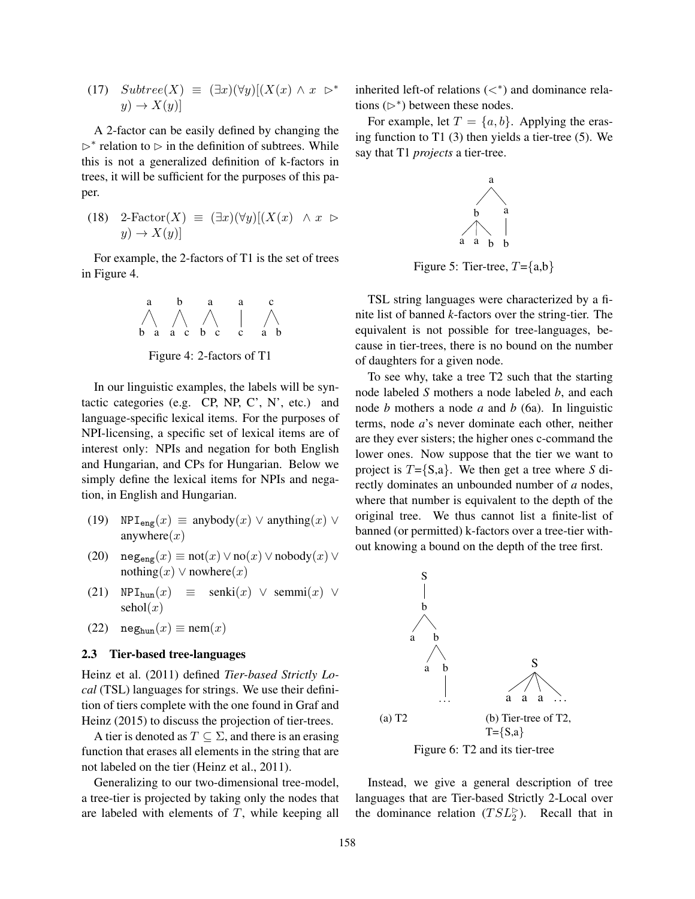(17) $Subtree(X) \equiv (\exists x)(\forall y)[(X(x) \wedge x \triangleright^* y) \rightarrow X(y)]$

A 2-factor can be easily defined by changing the $\triangleright^*$ relation to $\triangleright$ in the definition of subtrees. While this is not a generalized definition of k-factors in trees, it will be sufficient for the purposes of this paper.

(18) $\text{2-Factor}(X) \equiv (\exists x)(\forall y)[(X(x) \wedge x \triangleright y) \rightarrow X(y)]$

For example, the 2-factors of T1 is the set of trees in Figure 4.

Figure 4: 2-factors of T1

In our linguistic examples, the labels will be syntactic categories (e.g. CP, NP, C', N', etc.) and language-specific lexical items. For the purposes of NPI-licensing, a specific set of lexical items are of interest only: NPIs and negation for both English and Hungarian, and CPs for Hungarian. Below we simply define the lexical items for NPIs and negation, in English and Hungarian.

(19) $\mathtt{NPI_{eng}}(x) \equiv \text{anybody}(x) \vee \text{anything}(x) \vee \text{anywhere}(x)$

(20) $\mathtt{neg_{eng}}(x) \equiv \text{not}(x) \vee \text{no}(x) \vee \text{nobody}(x) \vee \text{nothing}(x) \vee \text{nowhere}(x)$

(21) $\mathtt{NPI_{hun}}(x) \equiv \text{senki}(x) \vee \text{semmi}(x) \vee \text{sehol}(x)$

(22) $\mathtt{neg_{hun}}(x) \equiv \text{nem}(x)$

### 2.3 Tier-based tree-languages

Heinz et al. (2011) defined *Tier-based Strictly Local* (TSL) languages for strings. We use their definition of tiers complete with the one found in Graf and Heinz (2015) to discuss the projection of tier-trees.

A tier is denoted as $T \subseteq \Sigma$, and there is an erasing function that erases all elements in the string that are not labeled on the tier (Heinz et al., 2011).

Generalizing to our two-dimensional tree-model, a tree-tier is projected by taking only the nodes that are labeled with elements of $T$, while keeping all inherited left-of relations ($<^*$) and dominance relations ($\triangleright^*$) between these nodes.

For example, let $T = \{a, b\}$. Applying the erasing function to T1 (3) then yields a tier-tree (5). We say that T1 *projects* a tier-tree.

Figure 5: Tier-tree, $T$={a,b}

TSL string languages were characterized by a finite list of banned *k*-factors over the string-tier. The equivalent is not possible for tree-languages, because in tier-trees, there is no bound on the number of daughters for a given node.

To see why, take a tree T2 such that the starting node labeled *S* mothers a node labeled *b*, and each node *b* mothers a node *a* and *b* (6a). In linguistic terms, node *a*'s never dominate each other, neither are they ever sisters; the higher ones c-command the lower ones. Now suppose that the tier we want to project is $T$={S,a}. We then get a tree where *S* directly dominates an unbounded number of *a* nodes, where that number is equivalent to the depth of the original tree. We thus cannot list a finite-list of banned (or permitted) k-factors over a tree-tier without knowing a bound on the depth of the tree first.

(a) T2 (b) Tier-tree of T2, T={S,a}

Figure 6: T2 and its tier-tree

Instead, we give a general description of tree languages that are Tier-based Strictly 2-Local over the dominance relation ($TSL_2^{\triangleright}$). Recall that in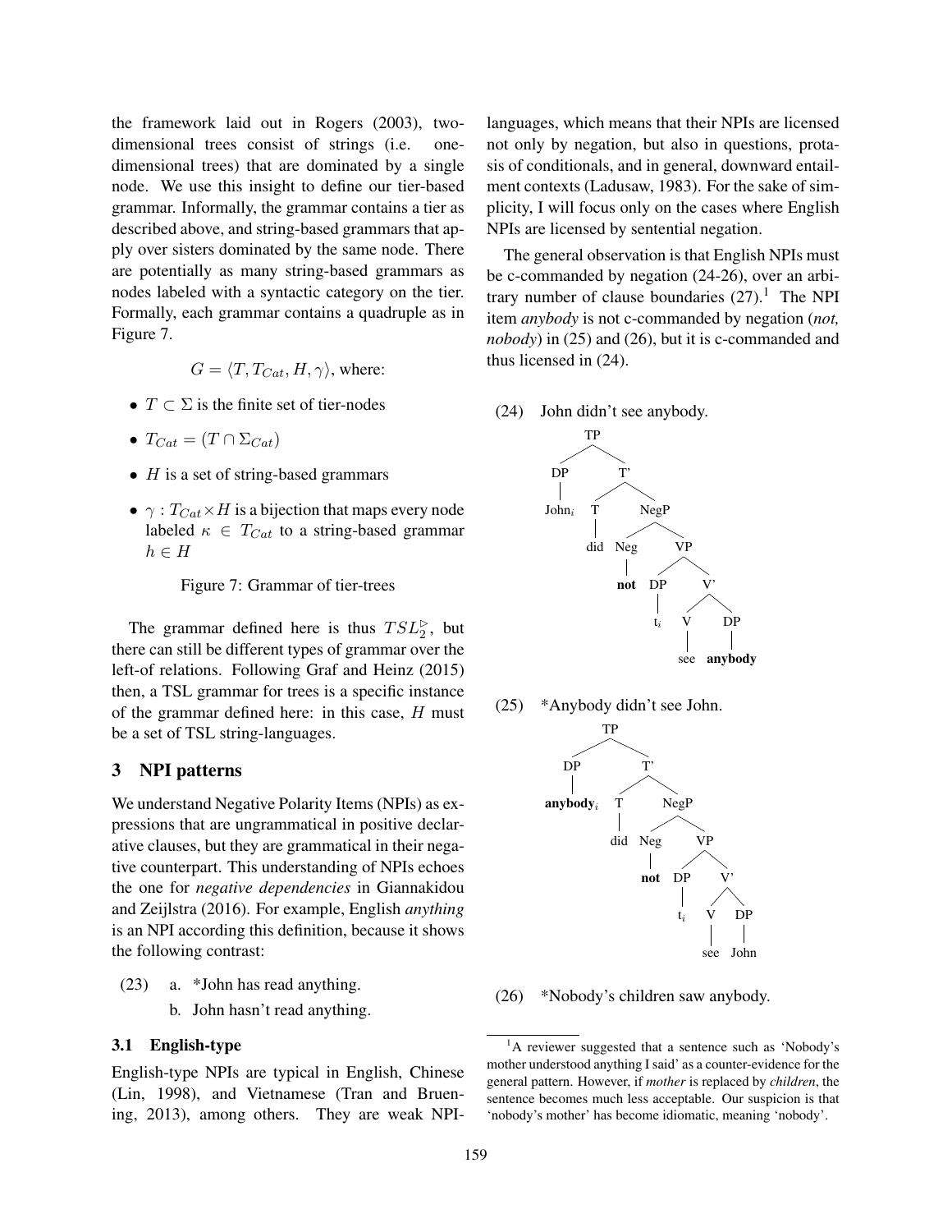the framework laid out in Rogers (2003), two-dimensional trees consist of strings (i.e. one-dimensional trees) that are dominated by a single node. We use this insight to define our tier-based grammar. Informally, the grammar contains a tier as described above, and string-based grammars that apply over sisters dominated by the same node. There are potentially as many string-based grammars as nodes labeled with a syntactic category on the tier. Formally, each grammar contains a quadruple as in Figure 7.

$$G = \langle T, T_{Cat}, H, \gamma \rangle, \text{ where:}$$

- $T \subset \Sigma$ is the finite set of tier-nodes
- $T_{Cat} = (T \cap \Sigma_{Cat})$
- $H$ is a set of string-based grammars
- $\gamma : T_{Cat} \times H$ is a bijection that maps every node labeled $\kappa \in T_{Cat}$ to a string-based grammar $h \in H$

Figure 7: Grammar of tier-trees

The grammar defined here is thus $TSL_2^{\triangleright}$, but there can still be different types of grammar over the left-of relations. Following Graf and Heinz (2015) then, a TSL grammar for trees is a specific instance of the grammar defined here: in this case, $H$ must be a set of TSL string-languages.

## 3 NPI patterns

We understand Negative Polarity Items (NPIs) as expressions that are ungrammatical in positive declarative clauses, but they are grammatical in their negative counterpart. This understanding of NPIs echoes the one for *negative dependencies* in Giannakidou and Zeijlstra (2016). For example, English *anything* is an NPI according this definition, because it shows the following contrast:

(23) a. *John has read anything.
     b. John hasn't read anything.

### 3.1 English-type

English-type NPIs are typical in English, Chinese (Lin, 1998), and Vietnamese (Tran and Bruening, 2013), among others. They are weak NPI-languages, which means that their NPIs are licensed not only by negation, but also in questions, protasis of conditionals, and in general, downward entailment contexts (Ladusaw, 1983). For the sake of simplicity, I will focus only on the cases where English NPIs are licensed by sentential negation.

The general observation is that English NPIs must be c-commanded by negation (24-26), over an arbitrary number of clause boundaries (27).[1] The NPI item *anybody* is not c-commanded by negation (*not, nobody*) in (25) and (26), but it is c-commanded and thus licensed in (24).

(24) John didn't see anybody.

```
[TP [DP John_i] [T' [T did] [NegP [Neg **not**] [VP [DP t_i] [V' [V see] [DP **anybody**]]]]]]
```

(25) *Anybody didn't see John.

```
[TP [DP **anybody**_i] [T' [T did] [NegP [Neg **not**] [VP [DP t_i] [V' [V see] [DP John]]]]]]
```

(26) *Nobody's children saw anybody.

[1] A reviewer suggested that a sentence such as 'Nobody's mother understood anything I said' as a counter-evidence for the general pattern. However, if *mother* is replaced by *children*, the sentence becomes much less acceptable. Our suspicion is that 'nobody's mother' has become idiomatic, meaning 'nobody'.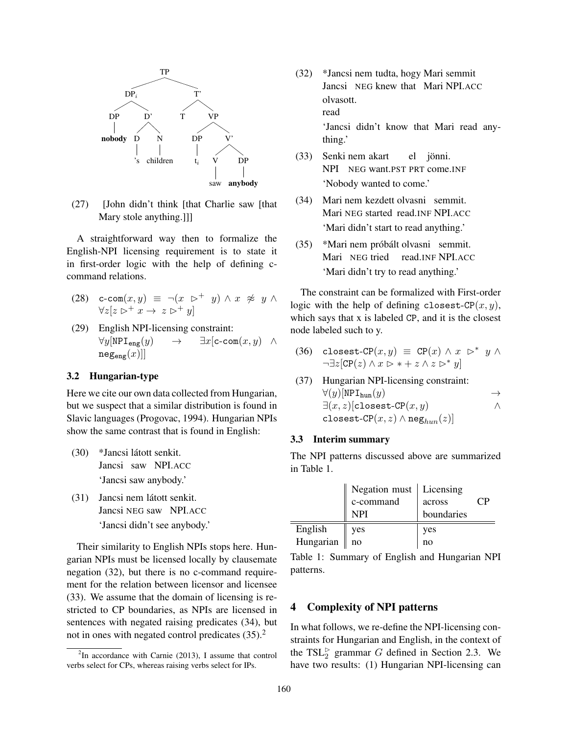```
                    TP
                  /    \
              DP_i      T'
             /   \     /  \
           DP     D'  T    VP
           |     / \      /  \
        nobody  D   N   DP    V'
                |   |   |    /  \
               's children t_i  V   DP
                               |    |
                              saw anybody
```

(27) [John didn't think [that Charlie saw [that Mary stole anything.]]]

A straightforward way then to formalize the English-NPI licensing requirement is to state it in first-order logic with the help of defining c-command relations.

(28) $\texttt{c-com}(x, y) \equiv \neg(x \rhd^{+} y) \wedge x \not\approx y \wedge \forall z[z \rhd^{+} x \rightarrow z \rhd^{+} y]$

(29) English NPI-licensing constraint:
$\forall y[\texttt{NPI}_{\texttt{eng}}(y) \rightarrow \exists x[\texttt{c-com}(x, y) \wedge \texttt{neg}_{\texttt{eng}}(x)]]$

### 3.2 Hungarian-type

Here we cite our own data collected from Hungarian, but we suspect that a similar distribution is found in Slavic languages (Progovac, 1994). Hungarian NPIs show the same contrast that is found in English:

(30) *Jancsi látott senkit.
Jancsi saw NPI.ACC
'Jancsi saw anybody.'

(31) Jancsi nem látott senkit.
Jancsi NEG saw NPI.ACC
'Jancsi didn't see anybody.'

Their similarity to English NPIs stops here. Hungarian NPIs must be licensed locally by clausemate negation (32), but there is no c-command requirement for the relation between licensor and licensee (33). We assume that the domain of licensing is restricted to CP boundaries, as NPIs are licensed in sentences with negated raising predicates (34), but not in ones with negated control predicates (35).[2]

[2] In accordance with Carnie (2013), I assume that control verbs select for CPs, whereas raising verbs select for IPs.

(32) *Jancsi nem tudta, hogy Mari semmit olvasott.
Jancsi NEG knew that Mari NPI.ACC read
'Jancsi didn't know that Mari read anything.'

(33) Senki nem akart el jönni.
NPI NEG want.PST PRT come.INF
'Nobody wanted to come.'

(34) Mari nem kezdett olvasni semmit.
Mari NEG started read.INF NPI.ACC
'Mari didn't start to read anything.'

(35) *Mari nem próbált olvasni semmit.
Mari NEG tried read.INF NPI.ACC
'Mari didn't try to read anything.'

The constraint can be formalized with First-order logic with the help of defining $\texttt{closest-CP}(x, y)$, which says that x is labeled CP, and it is the closest node labeled such to y.

(36) $\texttt{closest-CP}(x, y) \equiv \texttt{CP}(x) \wedge x \rhd^{*} y \wedge \neg\exists z[\texttt{CP}(z) \wedge x \rhd * + z \wedge z \rhd^{*} y]$

(37) Hungarian NPI-licensing constraint:
$\forall(y)[\texttt{NPI}_{\texttt{hun}}(y) \rightarrow \exists(x, z)[\texttt{closest-CP}(x, y) \wedge \texttt{closest-CP}(x, z) \wedge \texttt{neg}_{hun}(z)]$

### 3.3 Interim summary

The NPI patterns discussed above are summarized in Table 1.

| | Negation must c-command NPI | Licensing across CP boundaries |
|---|---|---|
| English | yes | yes |
| Hungarian | no | no |

Table 1: Summary of English and Hungarian NPI patterns.

## 4 Complexity of NPI patterns

In what follows, we re-define the NPI-licensing constraints for Hungarian and English, in the context of the $\text{TSL}_2^{\rhd}$ grammar $G$ defined in Section 2.3. We have two results: (1) Hungarian NPI-licensing can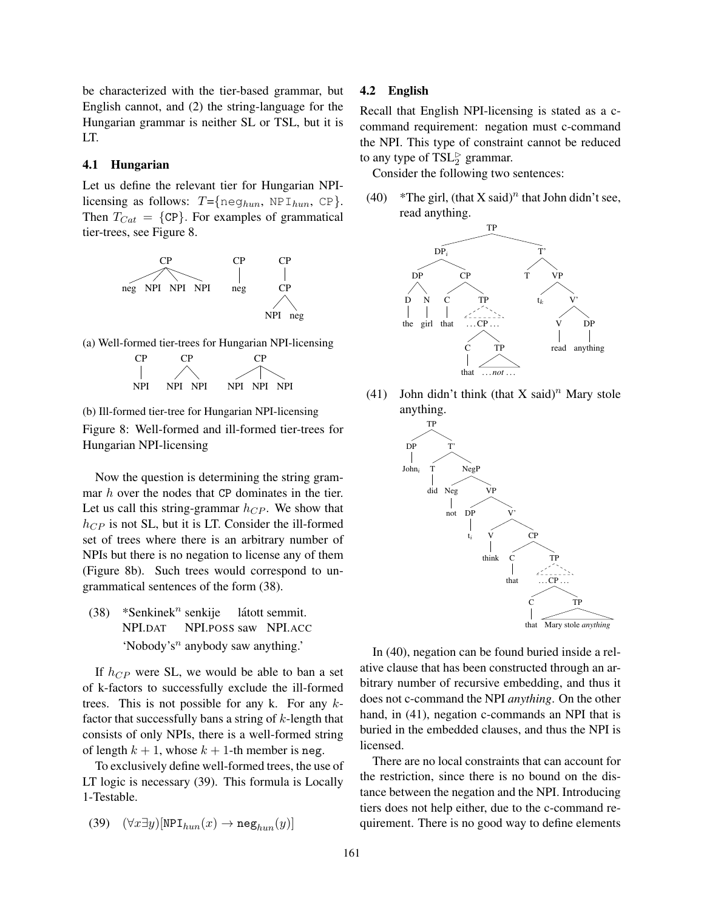be characterized with the tier-based grammar, but English cannot, and (2) the string-language for the Hungarian grammar is neither SL or TSL, but it is LT.

### 4.1 Hungarian

Let us define the relevant tier for Hungarian NPI-licensing as follows: $T$={$\texttt{neg}_{hun}$, $\texttt{NPI}_{hun}$, CP}. Then $T_{Cat}$ = {CP}. For examples of grammatical tier-trees, see Figure 8.

(a) Well-formed tier-trees for Hungarian NPI-licensing

(b) Ill-formed tier-tree for Hungarian NPI-licensing

Figure 8: Well-formed and ill-formed tier-trees for Hungarian NPI-licensing

Now the question is determining the string grammar $h$ over the nodes that CP dominates in the tier. Let us call this string-grammar $h_{CP}$. We show that $h_{CP}$ is not SL, but it is LT. Consider the ill-formed set of trees where there is an arbitrary number of NPIs but there is no negation to license any of them (Figure 8b). Such trees would correspond to ungrammatical sentences of the form (38).

(38) *Senkinek$^n$ senkije látott semmit.
NPI.DAT NPI.POSS saw NPI.ACC
'Nobody's$^n$ anybody saw anything.'

If $h_{CP}$ were SL, we would be able to ban a set of k-factors to successfully exclude the ill-formed trees. This is not possible for any k. For any $k$-factor that successfully bans a string of $k$-length that consists of only NPIs, there is a well-formed string of length $k + 1$, whose $k + 1$-th member is neg.

To exclusively define well-formed trees, the use of LT logic is necessary (39). This formula is Locally 1-Testable.

(39) $(\forall x \exists y)[\texttt{NPI}_{hun}(x) \rightarrow \texttt{neg}_{hun}(y)]$

### 4.2 English

Recall that English NPI-licensing is stated as a c-command requirement: negation must c-command the NPI. This type of constraint cannot be reduced to any type of $\text{TSL}_2^{\triangleright}$ grammar.

Consider the following two sentences:

(40) *The girl, (that X said)$^n$ that John didn't see, read anything.

(41) John didn't think (that X said)$^n$ Mary stole anything.

In (40), negation can be found buried inside a relative clause that has been constructed through an arbitrary number of recursive embedding, and thus it does not c-command the NPI *anything*. On the other hand, in (41), negation c-commands an NPI that is buried in the embedded clauses, and thus the NPI is licensed.

There are no local constraints that can account for the restriction, since there is no bound on the distance between the negation and the NPI. Introducing tiers does not help either, due to the c-command requirement. There is no good way to define elements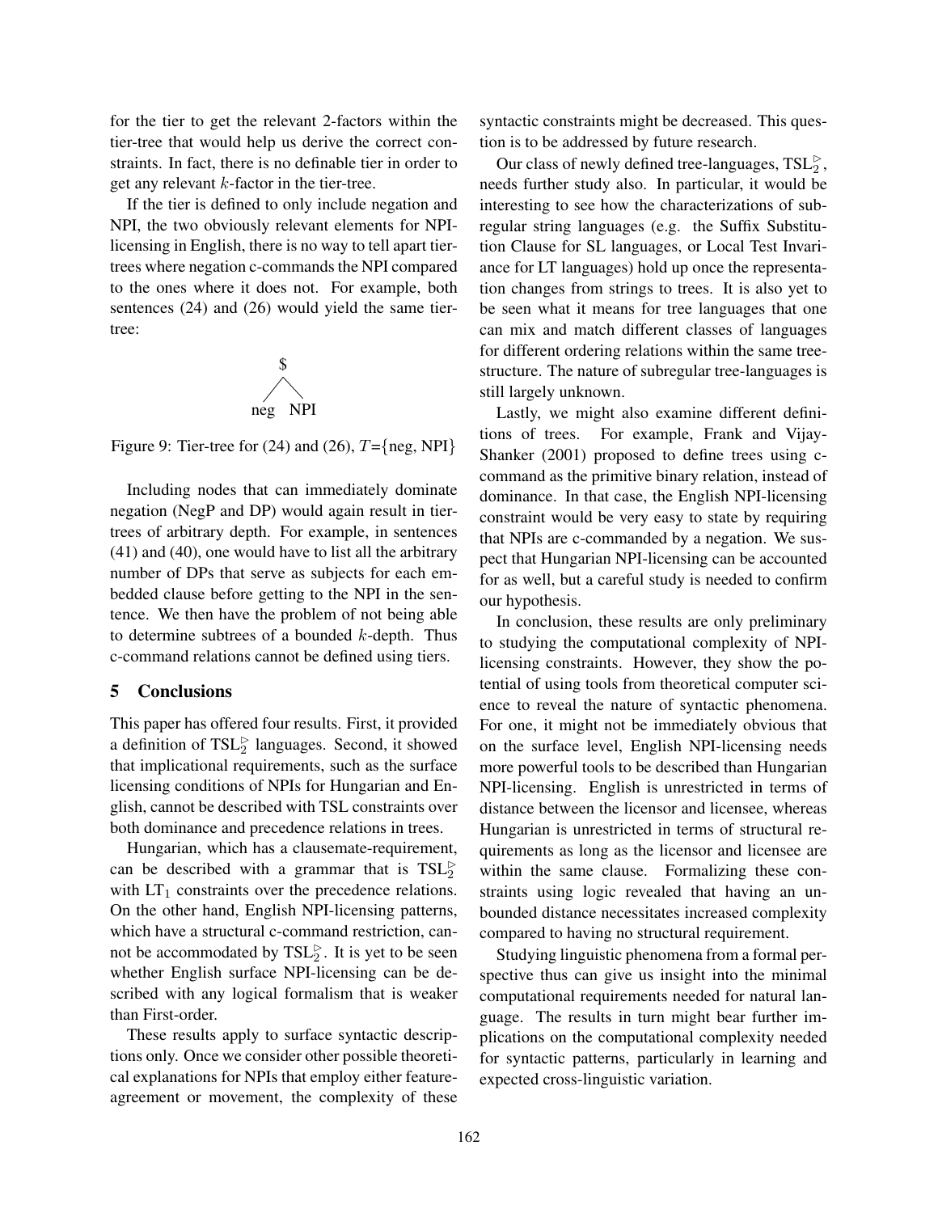for the tier to get the relevant 2-factors within the tier-tree that would help us derive the correct constraints. In fact, there is no definable tier in order to get any relevant $k$-factor in the tier-tree.

If the tier is defined to only include negation and NPI, the two obviously relevant elements for NPI-licensing in English, there is no way to tell apart tier-trees where negation c-commands the NPI compared to the ones where it does not. For example, both sentences (24) and (26) would yield the same tier-tree:

```
    $
   / \
neg   NPI
```

Figure 9: Tier-tree for (24) and (26), $T$={neg, NPI}

Including nodes that can immediately dominate negation (NegP and DP) would again result in tier-trees of arbitrary depth. For example, in sentences (41) and (40), one would have to list all the arbitrary number of DPs that serve as subjects for each embedded clause before getting to the NPI in the sentence. We then have the problem of not being able to determine subtrees of a bounded $k$-depth. Thus c-command relations cannot be defined using tiers.

## 5 Conclusions

This paper has offered four results. First, it provided a definition of $\text{TSL}_2^{\triangleright}$ languages. Second, it showed that implicational requirements, such as the surface licensing conditions of NPIs for Hungarian and English, cannot be described with TSL constraints over both dominance and precedence relations in trees.

Hungarian, which has a clausemate-requirement, can be described with a grammar that is $\text{TSL}_2^{\triangleright}$ with $\text{LT}_1$ constraints over the precedence relations. On the other hand, English NPI-licensing patterns, which have a structural c-command restriction, cannot be accommodated by $\text{TSL}_2^{\triangleright}$. It is yet to be seen whether English surface NPI-licensing can be described with any logical formalism that is weaker than First-order.

These results apply to surface syntactic descriptions only. Once we consider other possible theoretical explanations for NPIs that employ either feature-agreement or movement, the complexity of these syntactic constraints might be decreased. This question is to be addressed by future research.

Our class of newly defined tree-languages, $\text{TSL}_2^{\triangleright}$, needs further study also. In particular, it would be interesting to see how the characterizations of subregular string languages (e.g. the Suffix Substitution Clause for SL languages, or Local Test Invariance for LT languages) hold up once the representation changes from strings to trees. It is also yet to be seen what it means for tree languages that one can mix and match different classes of languages for different ordering relations within the same tree-structure. The nature of subregular tree-languages is still largely unknown.

Lastly, we might also examine different definitions of trees. For example, Frank and Vijay-Shanker (2001) proposed to define trees using c-command as the primitive binary relation, instead of dominance. In that case, the English NPI-licensing constraint would be very easy to state by requiring that NPIs are c-commanded by a negation. We suspect that Hungarian NPI-licensing can be accounted for as well, but a careful study is needed to confirm our hypothesis.

In conclusion, these results are only preliminary to studying the computational complexity of NPI-licensing constraints. However, they show the potential of using tools from theoretical computer science to reveal the nature of syntactic phenomena. For one, it might not be immediately obvious that on the surface level, English NPI-licensing needs more powerful tools to be described than Hungarian NPI-licensing. English is unrestricted in terms of distance between the licensor and licensee, whereas Hungarian is unrestricted in terms of structural requirements as long as the licensor and licensee are within the same clause. Formalizing these constraints using logic revealed that having an unbounded distance necessitates increased complexity compared to having no structural requirement.

Studying linguistic phenomena from a formal perspective thus can give us insight into the minimal computational requirements needed for natural language. The results in turn might bear further implications on the computational complexity needed for syntactic patterns, particularly in learning and expected cross-linguistic variation.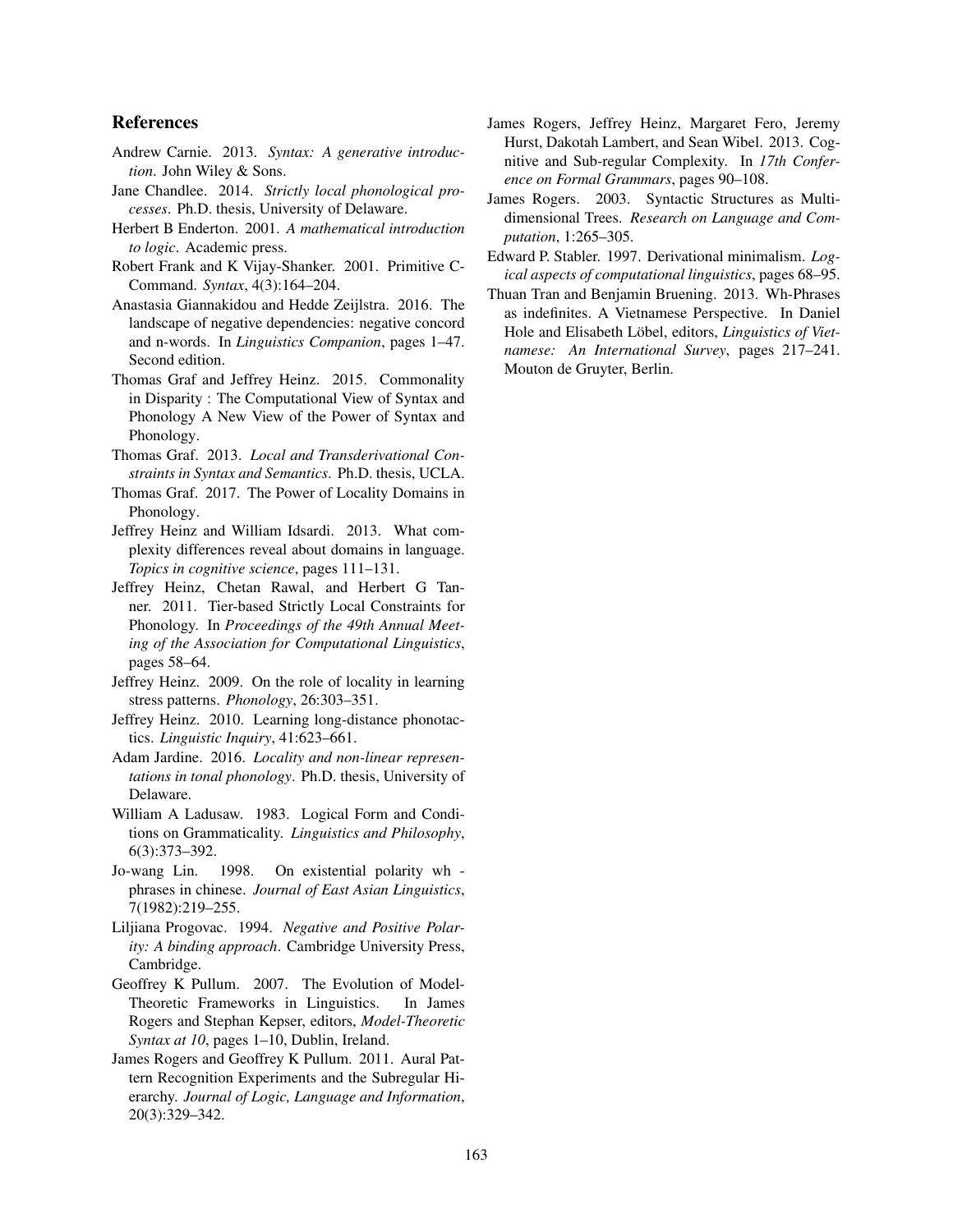## References

Andrew Carnie. 2013. *Syntax: A generative introduction*. John Wiley & Sons.

Jane Chandlee. 2014. *Strictly local phonological processes*. Ph.D. thesis, University of Delaware.

Herbert B Enderton. 2001. *A mathematical introduction to logic*. Academic press.

Robert Frank and K Vijay-Shanker. 2001. Primitive C-Command. *Syntax*, 4(3):164–204.

Anastasia Giannakidou and Hedde Zeijlstra. 2016. The landscape of negative dependencies: negative concord and n-words. In *Linguistics Companion*, pages 1–47. Second edition.

Thomas Graf and Jeffrey Heinz. 2015. Commonality in Disparity : The Computational View of Syntax and Phonology A New View of the Power of Syntax and Phonology.

Thomas Graf. 2013. *Local and Transderivational Constraints in Syntax and Semantics*. Ph.D. thesis, UCLA.

Thomas Graf. 2017. The Power of Locality Domains in Phonology.

Jeffrey Heinz and William Idsardi. 2013. What complexity differences reveal about domains in language. *Topics in cognitive science*, pages 111–131.

Jeffrey Heinz, Chetan Rawal, and Herbert G Tanner. 2011. Tier-based Strictly Local Constraints for Phonology. In *Proceedings of the 49th Annual Meeting of the Association for Computational Linguistics*, pages 58–64.

Jeffrey Heinz. 2009. On the role of locality in learning stress patterns. *Phonology*, 26:303–351.

Jeffrey Heinz. 2010. Learning long-distance phonotactics. *Linguistic Inquiry*, 41:623–661.

Adam Jardine. 2016. *Locality and non-linear representations in tonal phonology*. Ph.D. thesis, University of Delaware.

William A Ladusaw. 1983. Logical Form and Conditions on Grammaticality. *Linguistics and Philosophy*, 6(3):373–392.

Jo-wang Lin. 1998. On existential polarity wh - phrases in chinese. *Journal of East Asian Linguistics*, 7(1982):219–255.

Liljiana Progovac. 1994. *Negative and Positive Polarity: A binding approach*. Cambridge University Press, Cambridge.

Geoffrey K Pullum. 2007. The Evolution of Model-Theoretic Frameworks in Linguistics. In James Rogers and Stephan Kepser, editors, *Model-Theoretic Syntax at 10*, pages 1–10, Dublin, Ireland.

James Rogers and Geoffrey K Pullum. 2011. Aural Pattern Recognition Experiments and the Subregular Hierarchy. *Journal of Logic, Language and Information*, 20(3):329–342.

James Rogers, Jeffrey Heinz, Margaret Fero, Jeremy Hurst, Dakotah Lambert, and Sean Wibel. 2013. Cognitive and Sub-regular Complexity. In *17th Conference on Formal Grammars*, pages 90–108.

James Rogers. 2003. Syntactic Structures as Multi-dimensional Trees. *Research on Language and Computation*, 1:265–305.

Edward P. Stabler. 1997. Derivational minimalism. *Logical aspects of computational linguistics*, pages 68–95.

Thuan Tran and Benjamin Bruening. 2013. Wh-Phrases as indefinites. A Vietnamese Perspective. In Daniel Hole and Elisabeth Löbel, editors, *Linguistics of Vietnamese: An International Survey*, pages 217–241. Mouton de Gruyter, Berlin.